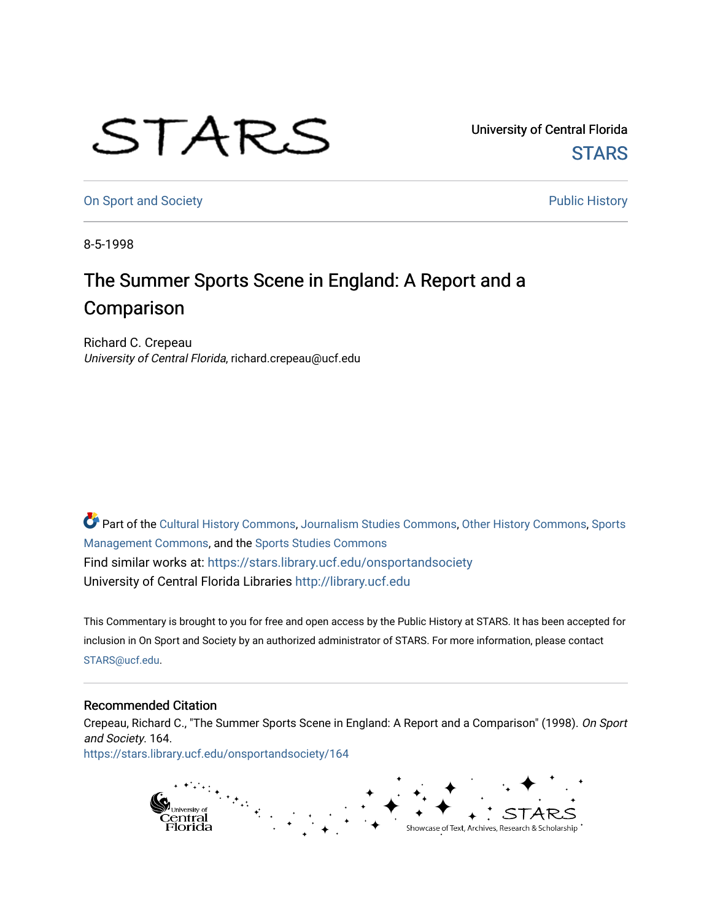University of Central Florida

STARS

On Sport and Society

Public History

8-5-1998

# The Summer Sports Scene in England: A Report and a Comparison

Richard C. Crepeau
*University of Central Florida*, richard.crepeau@ucf.edu

Part of the Cultural History Commons, Journalism Studies Commons, Other History Commons, Sports Management Commons, and the Sports Studies Commons
Find similar works at: https://stars.library.ucf.edu/onsportandsociety
University of Central Florida Libraries http://library.ucf.edu

This Commentary is brought to you for free and open access by the Public History at STARS. It has been accepted for inclusion in On Sport and Society by an authorized administrator of STARS. For more information, please contact STARS@ucf.edu.

## Recommended Citation

Crepeau, Richard C., "The Summer Sports Scene in England: A Report and a Comparison" (1998). *On Sport and Society*. 164.
https://stars.library.ucf.edu/onsportandsociety/164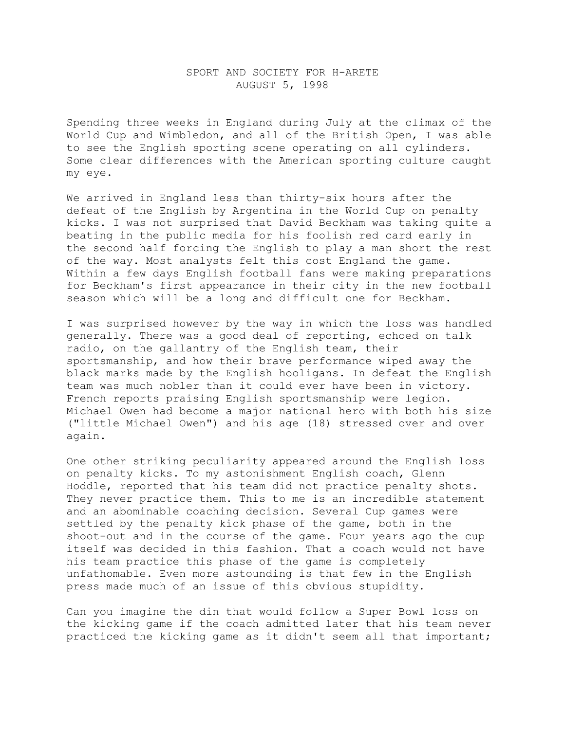SPORT AND SOCIETY FOR H-ARETE
AUGUST 5, 1998

Spending three weeks in England during July at the climax of the World Cup and Wimbledon, and all of the British Open, I was able to see the English sporting scene operating on all cylinders. Some clear differences with the American sporting culture caught my eye.

We arrived in England less than thirty-six hours after the defeat of the English by Argentina in the World Cup on penalty kicks. I was not surprised that David Beckham was taking quite a beating in the public media for his foolish red card early in the second half forcing the English to play a man short the rest of the way. Most analysts felt this cost England the game. Within a few days English football fans were making preparations for Beckham's first appearance in their city in the new football season which will be a long and difficult one for Beckham.

I was surprised however by the way in which the loss was handled generally. There was a good deal of reporting, echoed on talk radio, on the gallantry of the English team, their sportsmanship, and how their brave performance wiped away the black marks made by the English hooligans. In defeat the English team was much nobler than it could ever have been in victory. French reports praising English sportsmanship were legion. Michael Owen had become a major national hero with both his size ("little Michael Owen") and his age (18) stressed over and over again.

One other striking peculiarity appeared around the English loss on penalty kicks. To my astonishment English coach, Glenn Hoddle, reported that his team did not practice penalty shots. They never practice them. This to me is an incredible statement and an abominable coaching decision. Several Cup games were settled by the penalty kick phase of the game, both in the shoot-out and in the course of the game. Four years ago the cup itself was decided in this fashion. That a coach would not have his team practice this phase of the game is completely unfathomable. Even more astounding is that few in the English press made much of an issue of this obvious stupidity.

Can you imagine the din that would follow a Super Bowl loss on the kicking game if the coach admitted later that his team never practiced the kicking game as it didn't seem all that important;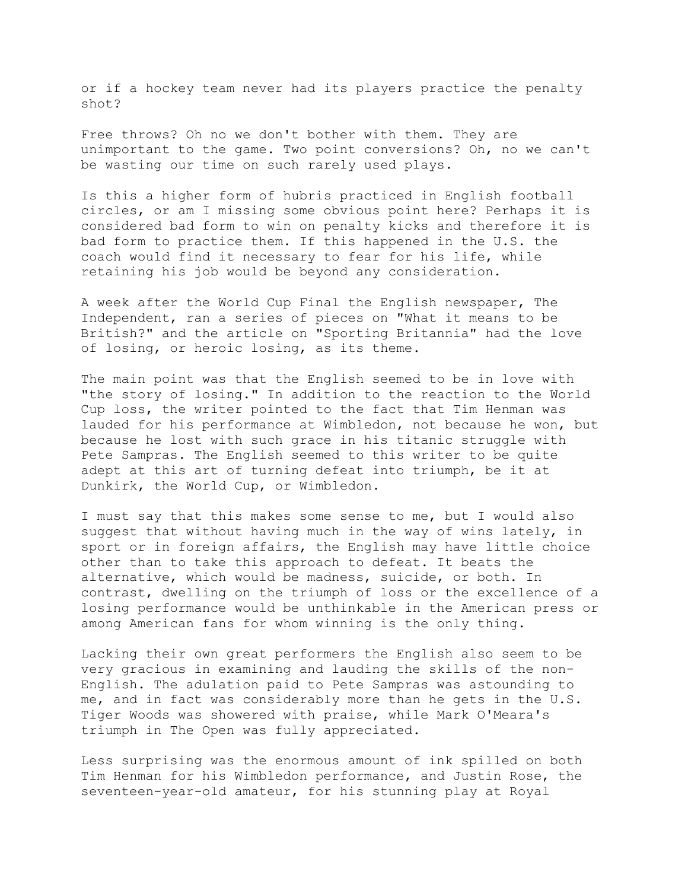or if a hockey team never had its players practice the penalty shot?

Free throws? Oh no we don't bother with them. They are unimportant to the game. Two point conversions? Oh, no we can't be wasting our time on such rarely used plays.

Is this a higher form of hubris practiced in English football circles, or am I missing some obvious point here? Perhaps it is considered bad form to win on penalty kicks and therefore it is bad form to practice them. If this happened in the U.S. the coach would find it necessary to fear for his life, while retaining his job would be beyond any consideration.

A week after the World Cup Final the English newspaper, The Independent, ran a series of pieces on "What it means to be British?" and the article on "Sporting Britannia" had the love of losing, or heroic losing, as its theme.

The main point was that the English seemed to be in love with "the story of losing." In addition to the reaction to the World Cup loss, the writer pointed to the fact that Tim Henman was lauded for his performance at Wimbledon, not because he won, but because he lost with such grace in his titanic struggle with Pete Sampras. The English seemed to this writer to be quite adept at this art of turning defeat into triumph, be it at Dunkirk, the World Cup, or Wimbledon.

I must say that this makes some sense to me, but I would also suggest that without having much in the way of wins lately, in sport or in foreign affairs, the English may have little choice other than to take this approach to defeat. It beats the alternative, which would be madness, suicide, or both. In contrast, dwelling on the triumph of loss or the excellence of a losing performance would be unthinkable in the American press or among American fans for whom winning is the only thing.

Lacking their own great performers the English also seem to be very gracious in examining and lauding the skills of the non-English. The adulation paid to Pete Sampras was astounding to me, and in fact was considerably more than he gets in the U.S. Tiger Woods was showered with praise, while Mark O'Meara's triumph in The Open was fully appreciated.

Less surprising was the enormous amount of ink spilled on both Tim Henman for his Wimbledon performance, and Justin Rose, the seventeen-year-old amateur, for his stunning play at Royal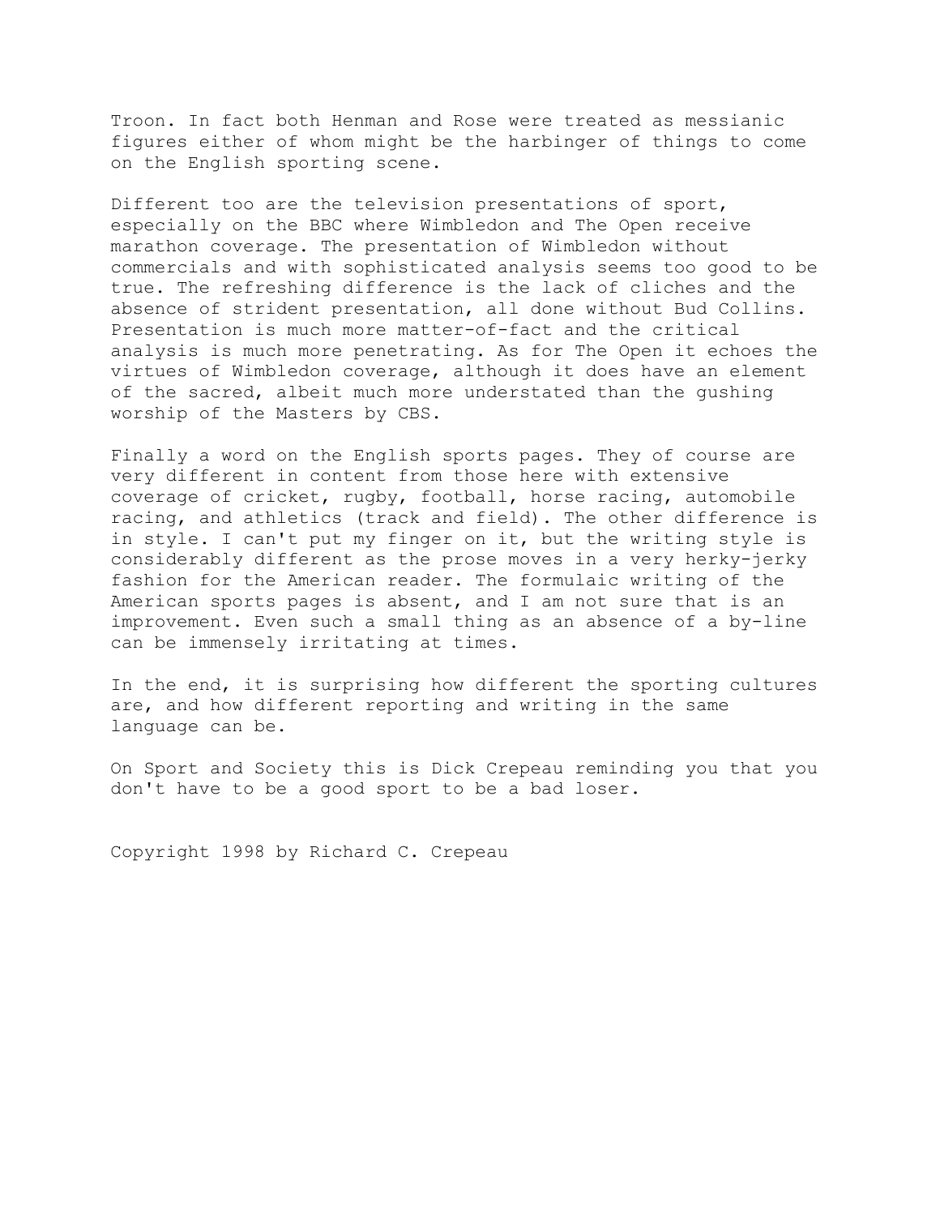Troon. In fact both Henman and Rose were treated as messianic figures either of whom might be the harbinger of things to come on the English sporting scene.

Different too are the television presentations of sport, especially on the BBC where Wimbledon and The Open receive marathon coverage. The presentation of Wimbledon without commercials and with sophisticated analysis seems too good to be true. The refreshing difference is the lack of cliches and the absence of strident presentation, all done without Bud Collins. Presentation is much more matter-of-fact and the critical analysis is much more penetrating. As for The Open it echoes the virtues of Wimbledon coverage, although it does have an element of the sacred, albeit much more understated than the gushing worship of the Masters by CBS.

Finally a word on the English sports pages. They of course are very different in content from those here with extensive coverage of cricket, rugby, football, horse racing, automobile racing, and athletics (track and field). The other difference is in style. I can't put my finger on it, but the writing style is considerably different as the prose moves in a very herky-jerky fashion for the American reader. The formulaic writing of the American sports pages is absent, and I am not sure that is an improvement. Even such a small thing as an absence of a by-line can be immensely irritating at times.

In the end, it is surprising how different the sporting cultures are, and how different reporting and writing in the same language can be.

On Sport and Society this is Dick Crepeau reminding you that you don't have to be a good sport to be a bad loser.

Copyright 1998 by Richard C. Crepeau